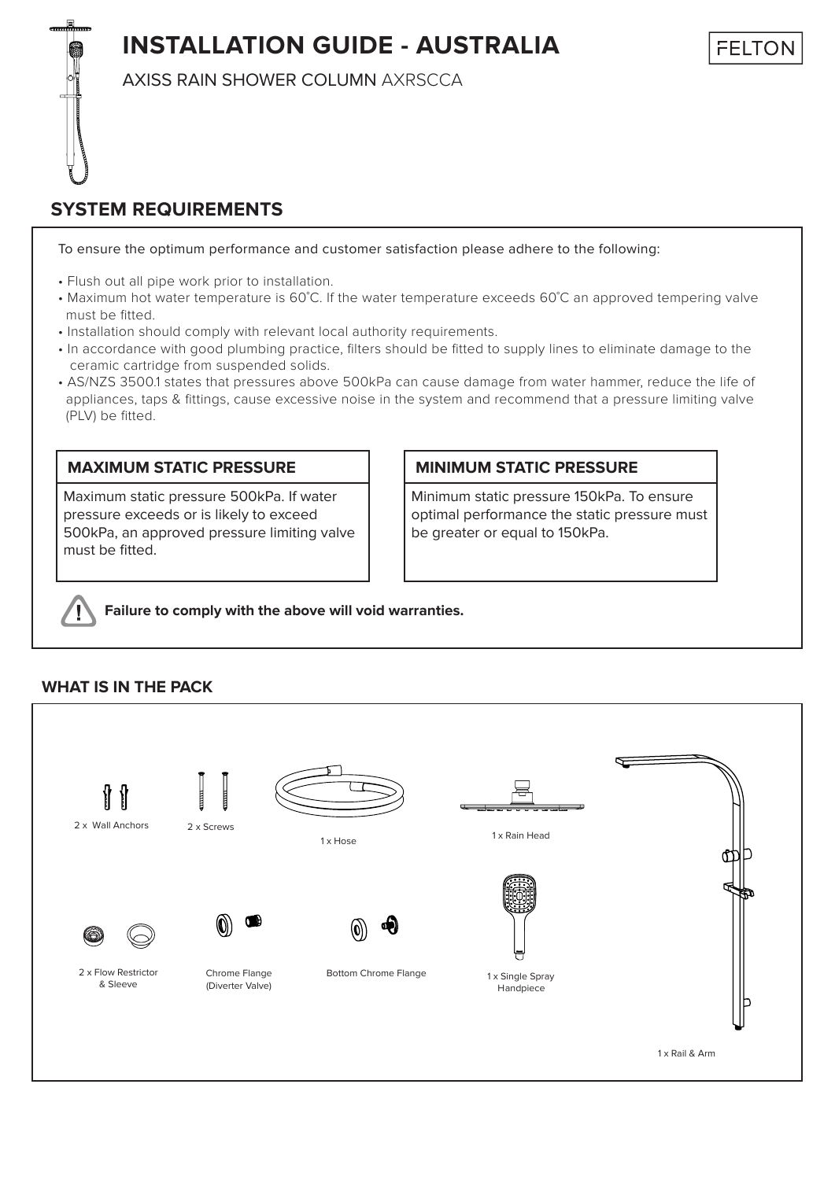# INSTALLATION GUIDE - AUSTRALIA

AXISS RAIN SHOWER COLUMN AXRSCCA

FELTON

## SYSTEM REQUIREMENTS

To ensure the optimum performance and customer satisfaction please adhere to the following:

- Flush out all pipe work prior to installation.
- Maximum hot water temperature is 60˚C. If the water temperature exceeds 60˚C an approved tempering valve must be fitted.
- Installation should comply with relevant local authority requirements.
- In accordance with good plumbing practice, filters should be fitted to supply lines to eliminate damage to the ceramic cartridge from suspended solids.
- AS/NZS 3500.1 states that pressures above 500kPa can cause damage from water hammer, reduce the life of appliances, taps & fittings, cause excessive noise in the system and recommend that a pressure limiting valve (PLV) be fitted.

### MAXIMUM STATIC PRESSURE

Maximum static pressure 500kPa. If water pressure exceeds or is likely to exceed 500kPa, an approved pressure limiting valve must be fitted.

### MINIMUM STATIC PRESSURE

Minimum static pressure 150kPa. To ensure optimal performance the static pressure must be greater or equal to 150kPa.

**Failure to comply with the above will void warranties.**

## WHAT IS IN THE PACK

- 2 x Wall Anchors
- 2 x Screws
- 1 x Hose
- 1 x Rain Head
- 2 x Flow Restrictor & Sleeve
- Chrome Flange (Diverter Valve)
- Bottom Chrome Flange
- 1 x Single Spray Handpiece
- 1 x Rail & Arm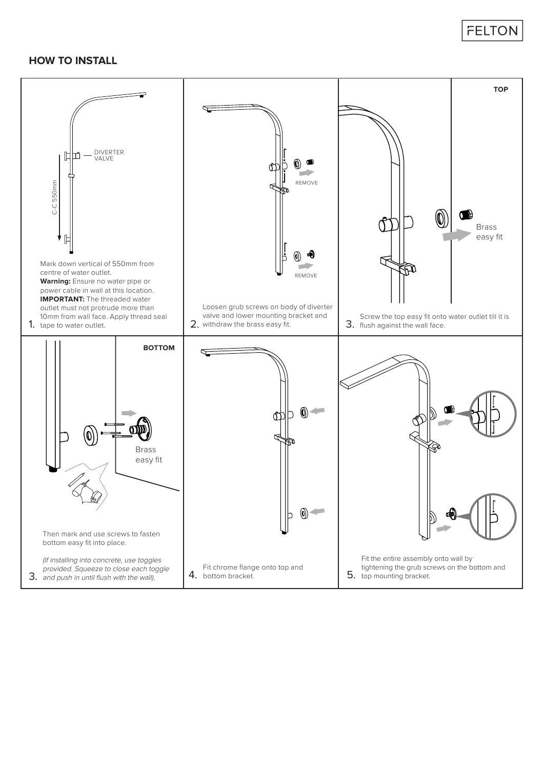## HOW TO INSTALL

DIVERTER VALVE

C-C 550mm

1. Mark down vertical of 550mm from centre of water outlet.
**Warning:** Ensure no water pipe or power cable in wall at this location.
**IMPORTANT:** The threaded water outlet must not protrude more than 10mm from wall face. Apply thread seal tape to water outlet.

REMOVE

REMOVE

2. Loosen grub screws on body of diverter valve and lower mounting bracket and withdraw the brass easy fit.

**TOP**

Brass easy fit

3. Screw the top easy fit onto water outlet till it is flush against the wall face.

**BOTTOM**

Brass easy fit

3. Then mark and use screws to fasten bottom easy fit into place.

*(If installing into concrete, use toggles provided. Squeeze to close each toggle and push in until flush with the wall).*

4. Fit chrome flange onto top and bottom bracket.

5. Fit the entire assembly onto wall by tightening the grub screws on the bottom and top mounting bracket.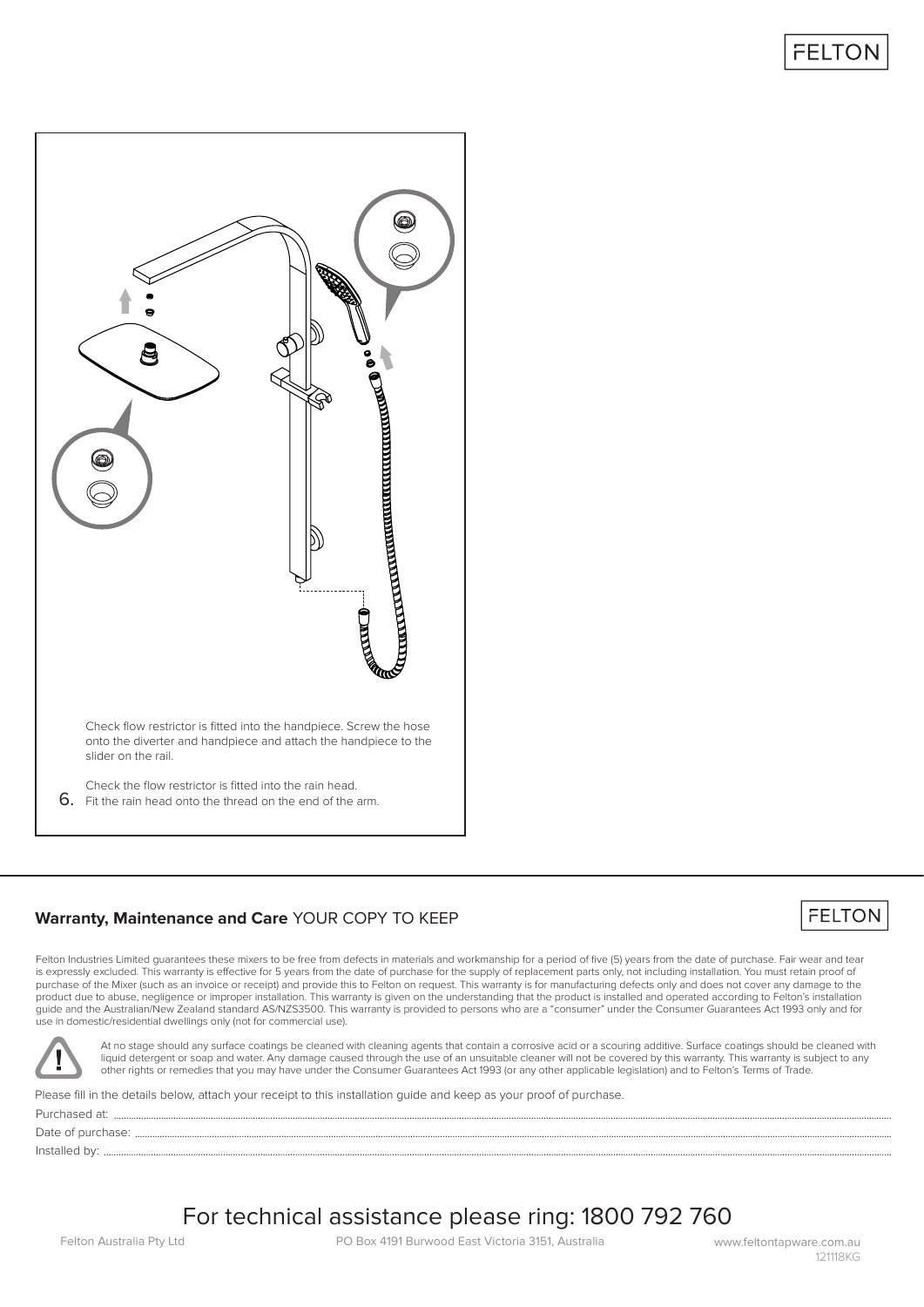FELTON

Check flow restrictor is fitted into the handpiece. Screw the hose onto the diverter and handpiece and attach the handpiece to the slider on the rail.

6. Check the flow restrictor is fitted into the rain head. Fit the rain head onto the thread on the end of the arm.

## **Warranty, Maintenance and Care** YOUR COPY TO KEEP

FELTON

Felton Industries Limited guarantees these mixers to be free from defects in materials and workmanship for a period of five (5) years from the date of purchase. Fair wear and tear is expressly excluded. This warranty is effective for 5 years from the date of purchase for the supply of replacement parts only, not including installation. You must retain proof of purchase of the Mixer (such as an invoice or receipt) and provide this to Felton on request. This warranty is for manufacturing defects only and does not cover any damage to the product due to abuse, negligence or improper installation. This warranty is given on the understanding that the product is installed and operated according to Felton's installation guide and the Australian/New Zealand standard AS/NZS3500. This warranty is provided to persons who are a "consumer" under the Consumer Guarantees Act 1993 only and for use in domestic/residential dwellings only (not for commercial use).

At no stage should any surface coatings be cleaned with cleaning agents that contain a corrosive acid or a scouring additive. Surface coatings should be cleaned with liquid detergent or soap and water. Any damage caused through the use of an unsuitable cleaner will not be covered by this warranty. This warranty is subject to any other rights or remedies that you may have under the Consumer Guarantees Act 1993 (or any other applicable legislation) and to Felton's Terms of Trade.

Please fill in the details below, attach your receipt to this installation guide and keep as your proof of purchase.

Purchased at: ..........

Date of purchase: ..........

Installed by: ..........

For technical assistance please ring: 1800 792 760

Felton Australia Pty Ltd PO Box 4191 Burwood East Victoria 3151, Australia www.feltontapware.com.au

121118KG